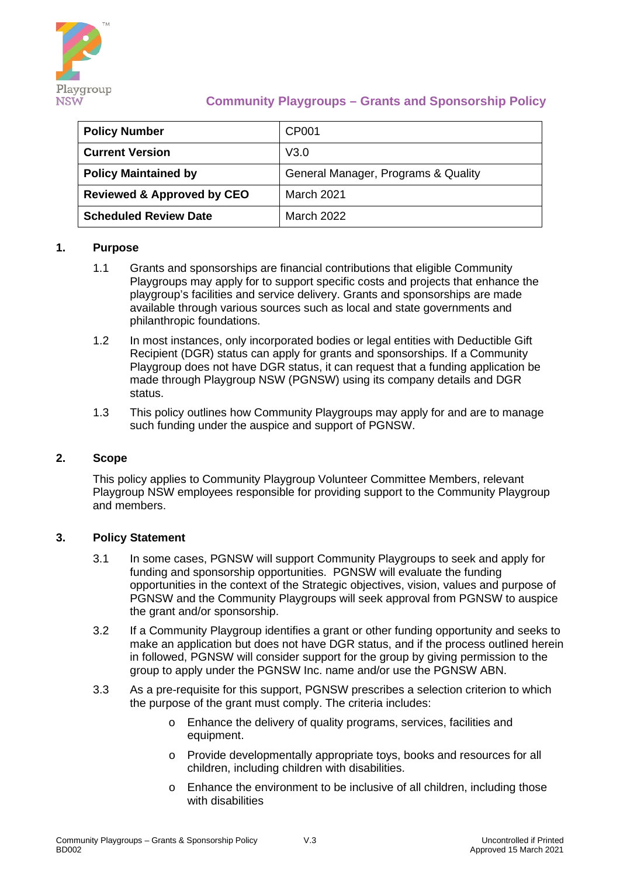# Community Playgroups – Grants and Sponsorship Policy

| | |
|---|---|
| **Policy Number** | CP001 |
| **Current Version** | V3.0 |
| **Policy Maintained by** | General Manager, Programs & Quality |
| **Reviewed & Approved by CEO** | March 2021 |
| **Scheduled Review Date** | March 2022 |

## 1. Purpose

1.1 Grants and sponsorships are financial contributions that eligible Community Playgroups may apply for to support specific costs and projects that enhance the playgroup's facilities and service delivery. Grants and sponsorships are made available through various sources such as local and state governments and philanthropic foundations.

1.2 In most instances, only incorporated bodies or legal entities with Deductible Gift Recipient (DGR) status can apply for grants and sponsorships. If a Community Playgroup does not have DGR status, it can request that a funding application be made through Playgroup NSW (PGNSW) using its company details and DGR status.

1.3 This policy outlines how Community Playgroups may apply for and are to manage such funding under the auspice and support of PGNSW.

## 2. Scope

This policy applies to Community Playgroup Volunteer Committee Members, relevant Playgroup NSW employees responsible for providing support to the Community Playgroup and members.

## 3. Policy Statement

3.1 In some cases, PGNSW will support Community Playgroups to seek and apply for funding and sponsorship opportunities. PGNSW will evaluate the funding opportunities in the context of the Strategic objectives, vision, values and purpose of PGNSW and the Community Playgroups will seek approval from PGNSW to auspice the grant and/or sponsorship.

3.2 If a Community Playgroup identifies a grant or other funding opportunity and seeks to make an application but does not have DGR status, and if the process outlined herein in followed, PGNSW will consider support for the group by giving permission to the group to apply under the PGNSW Inc. name and/or use the PGNSW ABN.

3.3 As a pre-requisite for this support, PGNSW prescribes a selection criterion to which the purpose of the grant must comply. The criteria includes:

- Enhance the delivery of quality programs, services, facilities and equipment.
- Provide developmentally appropriate toys, books and resources for all children, including children with disabilities.
- Enhance the environment to be inclusive of all children, including those with disabilities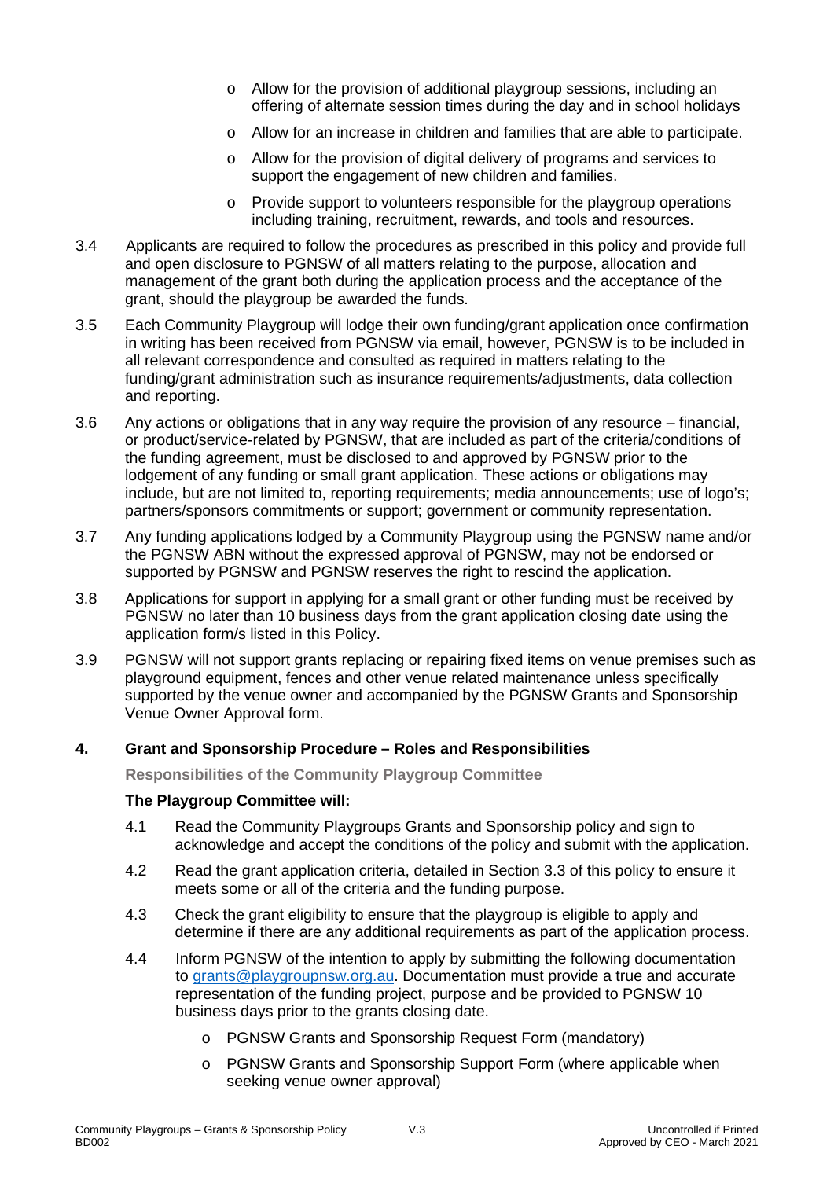- Allow for the provision of additional playgroup sessions, including an offering of alternate session times during the day and in school holidays
- Allow for an increase in children and families that are able to participate.
- Allow for the provision of digital delivery of programs and services to support the engagement of new children and families.
- Provide support to volunteers responsible for the playgroup operations including training, recruitment, rewards, and tools and resources.

3.4 Applicants are required to follow the procedures as prescribed in this policy and provide full and open disclosure to PGNSW of all matters relating to the purpose, allocation and management of the grant both during the application process and the acceptance of the grant, should the playgroup be awarded the funds.

3.5 Each Community Playgroup will lodge their own funding/grant application once confirmation in writing has been received from PGNSW via email, however, PGNSW is to be included in all relevant correspondence and consulted as required in matters relating to the funding/grant administration such as insurance requirements/adjustments, data collection and reporting.

3.6 Any actions or obligations that in any way require the provision of any resource – financial, or product/service-related by PGNSW, that are included as part of the criteria/conditions of the funding agreement, must be disclosed to and approved by PGNSW prior to the lodgement of any funding or small grant application. These actions or obligations may include, but are not limited to, reporting requirements; media announcements; use of logo's; partners/sponsors commitments or support; government or community representation.

3.7 Any funding applications lodged by a Community Playgroup using the PGNSW name and/or the PGNSW ABN without the expressed approval of PGNSW, may not be endorsed or supported by PGNSW and PGNSW reserves the right to rescind the application.

3.8 Applications for support in applying for a small grant or other funding must be received by PGNSW no later than 10 business days from the grant application closing date using the application form/s listed in this Policy.

3.9 PGNSW will not support grants replacing or repairing fixed items on venue premises such as playground equipment, fences and other venue related maintenance unless specifically supported by the venue owner and accompanied by the PGNSW Grants and Sponsorship Venue Owner Approval form.

## 4. Grant and Sponsorship Procedure – Roles and Responsibilities

### Responsibilities of the Community Playgroup Committee

**The Playgroup Committee will:**

4.1 Read the Community Playgroups Grants and Sponsorship policy and sign to acknowledge and accept the conditions of the policy and submit with the application.

4.2 Read the grant application criteria, detailed in Section 3.3 of this policy to ensure it meets some or all of the criteria and the funding purpose.

4.3 Check the grant eligibility to ensure that the playgroup is eligible to apply and determine if there are any additional requirements as part of the application process.

4.4 Inform PGNSW of the intention to apply by submitting the following documentation to grants@playgroupnsw.org.au. Documentation must provide a true and accurate representation of the funding project, purpose and be provided to PGNSW 10 business days prior to the grants closing date.

- PGNSW Grants and Sponsorship Request Form (mandatory)
- PGNSW Grants and Sponsorship Support Form (where applicable when seeking venue owner approval)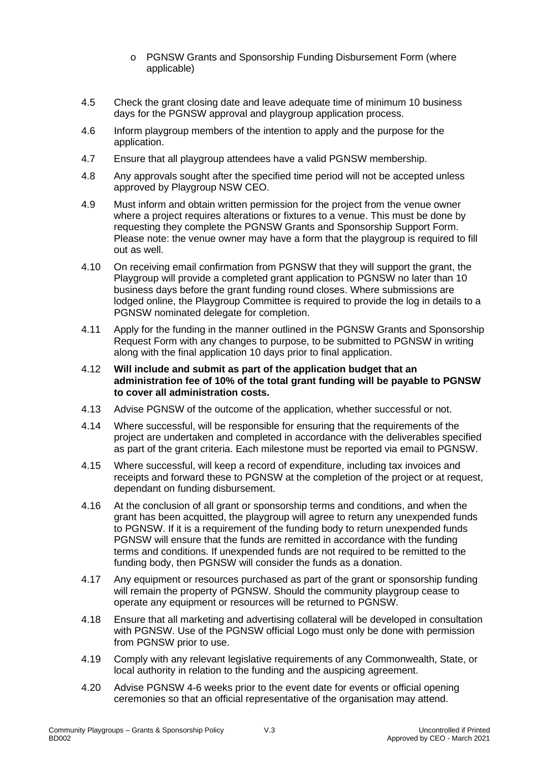- PGNSW Grants and Sponsorship Funding Disbursement Form (where applicable)

4.5 Check the grant closing date and leave adequate time of minimum 10 business days for the PGNSW approval and playgroup application process.

4.6 Inform playgroup members of the intention to apply and the purpose for the application.

4.7 Ensure that all playgroup attendees have a valid PGNSW membership.

4.8 Any approvals sought after the specified time period will not be accepted unless approved by Playgroup NSW CEO.

4.9 Must inform and obtain written permission for the project from the venue owner where a project requires alterations or fixtures to a venue. This must be done by requesting they complete the PGNSW Grants and Sponsorship Support Form. Please note: the venue owner may have a form that the playgroup is required to fill out as well.

4.10 On receiving email confirmation from PGNSW that they will support the grant, the Playgroup will provide a completed grant application to PGNSW no later than 10 business days before the grant funding round closes. Where submissions are lodged online, the Playgroup Committee is required to provide the log in details to a PGNSW nominated delegate for completion.

4.11 Apply for the funding in the manner outlined in the PGNSW Grants and Sponsorship Request Form with any changes to purpose, to be submitted to PGNSW in writing along with the final application 10 days prior to final application.

4.12 **Will include and submit as part of the application budget that an administration fee of 10% of the total grant funding will be payable to PGNSW to cover all administration costs.**

4.13 Advise PGNSW of the outcome of the application, whether successful or not.

4.14 Where successful, will be responsible for ensuring that the requirements of the project are undertaken and completed in accordance with the deliverables specified as part of the grant criteria. Each milestone must be reported via email to PGNSW.

4.15 Where successful, will keep a record of expenditure, including tax invoices and receipts and forward these to PGNSW at the completion of the project or at request, dependant on funding disbursement.

4.16 At the conclusion of all grant or sponsorship terms and conditions, and when the grant has been acquitted, the playgroup will agree to return any unexpended funds to PGNSW. If it is a requirement of the funding body to return unexpended funds PGNSW will ensure that the funds are remitted in accordance with the funding terms and conditions. If unexpended funds are not required to be remitted to the funding body, then PGNSW will consider the funds as a donation.

4.17 Any equipment or resources purchased as part of the grant or sponsorship funding will remain the property of PGNSW. Should the community playgroup cease to operate any equipment or resources will be returned to PGNSW.

4.18 Ensure that all marketing and advertising collateral will be developed in consultation with PGNSW. Use of the PGNSW official Logo must only be done with permission from PGNSW prior to use.

4.19 Comply with any relevant legislative requirements of any Commonwealth, State, or local authority in relation to the funding and the auspicing agreement.

4.20 Advise PGNSW 4-6 weeks prior to the event date for events or official opening ceremonies so that an official representative of the organisation may attend.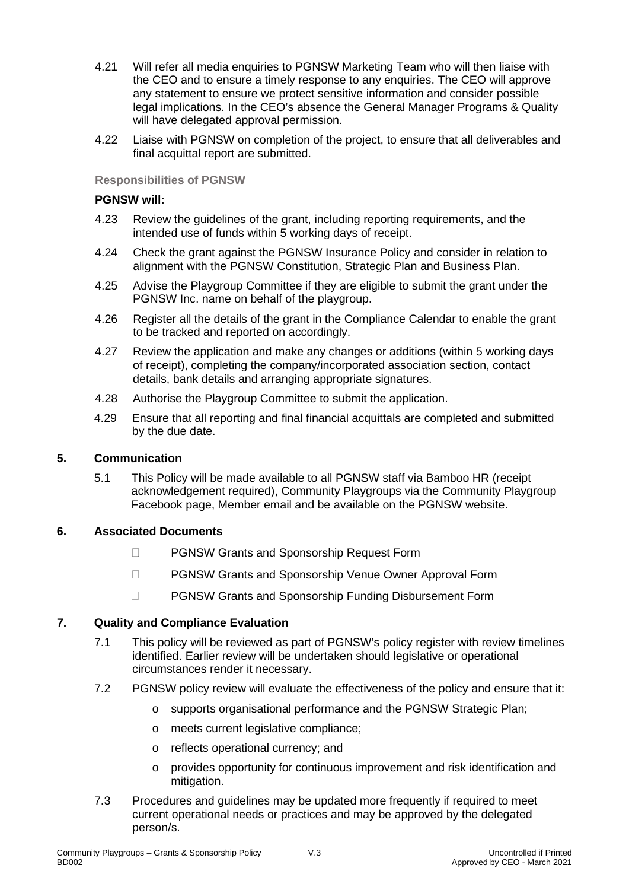4.21 Will refer all media enquiries to PGNSW Marketing Team who will then liaise with the CEO and to ensure a timely response to any enquiries. The CEO will approve any statement to ensure we protect sensitive information and consider possible legal implications. In the CEO's absence the General Manager Programs & Quality will have delegated approval permission.

4.22 Liaise with PGNSW on completion of the project, to ensure that all deliverables and final acquittal report are submitted.

### Responsibilities of PGNSW

**PGNSW will:**

4.23 Review the guidelines of the grant, including reporting requirements, and the intended use of funds within 5 working days of receipt.

4.24 Check the grant against the PGNSW Insurance Policy and consider in relation to alignment with the PGNSW Constitution, Strategic Plan and Business Plan.

4.25 Advise the Playgroup Committee if they are eligible to submit the grant under the PGNSW Inc. name on behalf of the playgroup.

4.26 Register all the details of the grant in the Compliance Calendar to enable the grant to be tracked and reported on accordingly.

4.27 Review the application and make any changes or additions (within 5 working days of receipt), completing the company/incorporated association section, contact details, bank details and arranging appropriate signatures.

4.28 Authorise the Playgroup Committee to submit the application.

4.29 Ensure that all reporting and final financial acquittals are completed and submitted by the due date.

## 5. Communication

5.1 This Policy will be made available to all PGNSW staff via Bamboo HR (receipt acknowledgement required), Community Playgroups via the Community Playgroup Facebook page, Member email and be available on the PGNSW website.

## 6. Associated Documents

- PGNSW Grants and Sponsorship Request Form
- PGNSW Grants and Sponsorship Venue Owner Approval Form
- PGNSW Grants and Sponsorship Funding Disbursement Form

## 7. Quality and Compliance Evaluation

7.1 This policy will be reviewed as part of PGNSW's policy register with review timelines identified. Earlier review will be undertaken should legislative or operational circumstances render it necessary.

7.2 PGNSW policy review will evaluate the effectiveness of the policy and ensure that it:

- supports organisational performance and the PGNSW Strategic Plan;
- meets current legislative compliance;
- reflects operational currency; and
- provides opportunity for continuous improvement and risk identification and mitigation.

7.3 Procedures and guidelines may be updated more frequently if required to meet current operational needs or practices and may be approved by the delegated person/s.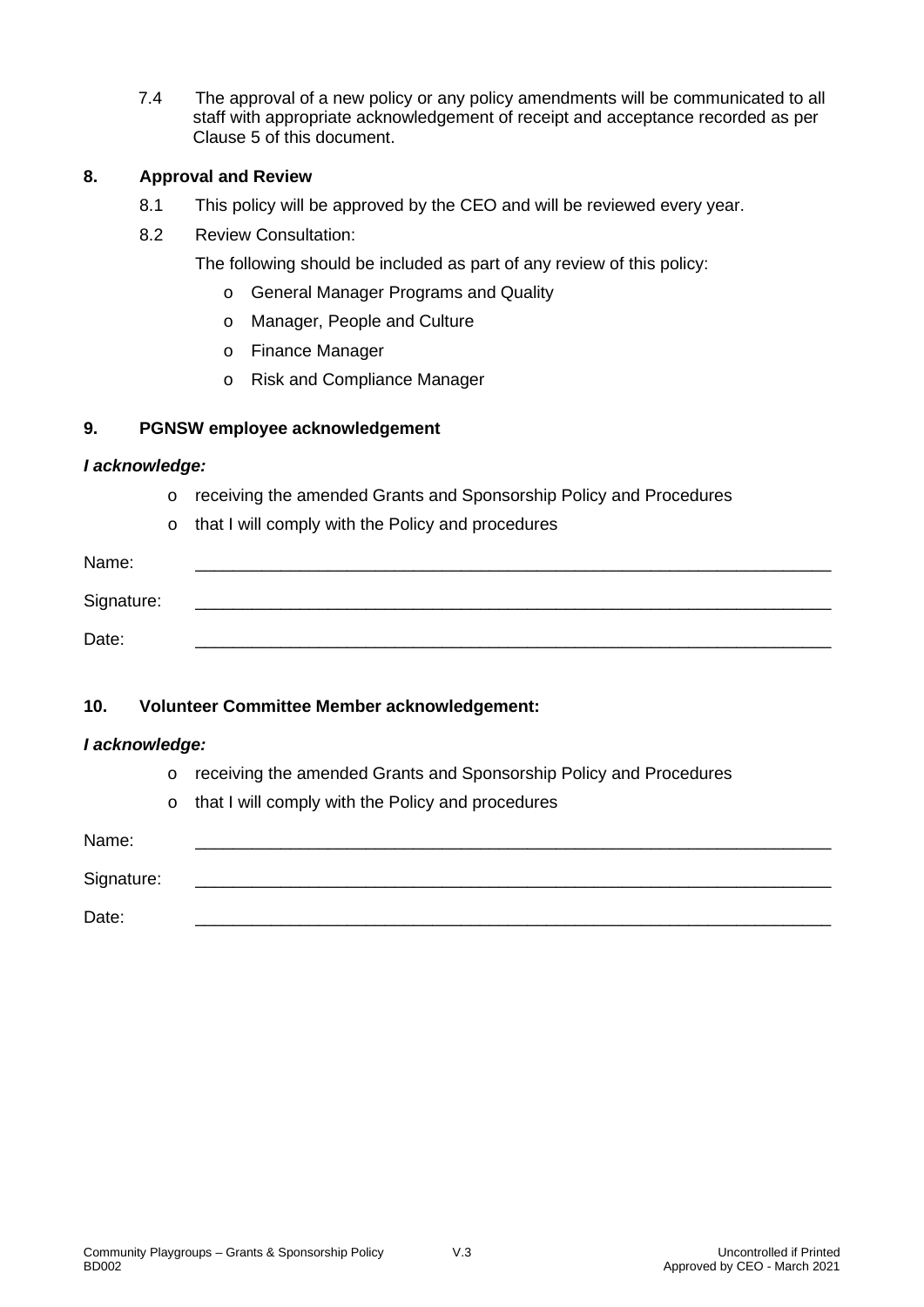7.4 The approval of a new policy or any policy amendments will be communicated to all staff with appropriate acknowledgement of receipt and acceptance recorded as per Clause 5 of this document.

## 8. Approval and Review

8.1 This policy will be approved by the CEO and will be reviewed every year.

8.2 Review Consultation:

The following should be included as part of any review of this policy:

- General Manager Programs and Quality
- Manager, People and Culture
- Finance Manager
- Risk and Compliance Manager

## 9. PGNSW employee acknowledgement

***I acknowledge:***

- receiving the amended Grants and Sponsorship Policy and Procedures
- that I will comply with the Policy and procedures

Name: ____________________________________________________________________

Signature: ____________________________________________________________________

Date: ____________________________________________________________________

## 10. Volunteer Committee Member acknowledgement:

***I acknowledge:***

- receiving the amended Grants and Sponsorship Policy and Procedures
- that I will comply with the Policy and procedures

Name: ____________________________________________________________________

Signature: ____________________________________________________________________

Date: ____________________________________________________________________